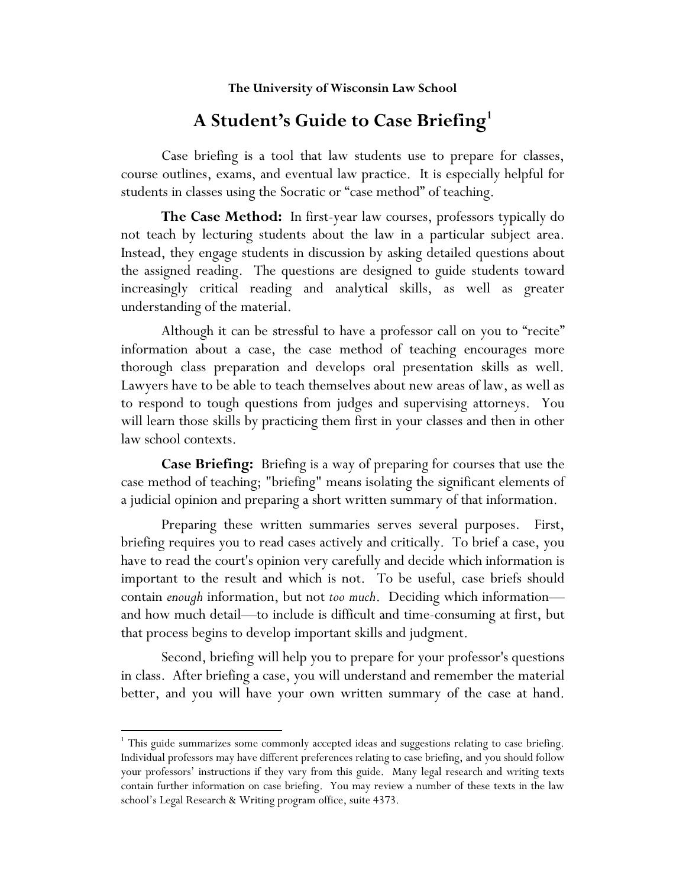**The University of Wisconsin Law School**

# A Student's Guide to Case Briefing[1]

Case briefing is a tool that law students use to prepare for classes, course outlines, exams, and eventual law practice. It is especially helpful for students in classes using the Socratic or "case method" of teaching.

**The Case Method:** In first-year law courses, professors typically do not teach by lecturing students about the law in a particular subject area. Instead, they engage students in discussion by asking detailed questions about the assigned reading. The questions are designed to guide students toward increasingly critical reading and analytical skills, as well as greater understanding of the material.

Although it can be stressful to have a professor call on you to "recite" information about a case, the case method of teaching encourages more thorough class preparation and develops oral presentation skills as well. Lawyers have to be able to teach themselves about new areas of law, as well as to respond to tough questions from judges and supervising attorneys. You will learn those skills by practicing them first in your classes and then in other law school contexts.

**Case Briefing:** Briefing is a way of preparing for courses that use the case method of teaching; "briefing" means isolating the significant elements of a judicial opinion and preparing a short written summary of that information.

Preparing these written summaries serves several purposes. First, briefing requires you to read cases actively and critically. To brief a case, you have to read the court's opinion very carefully and decide which information is important to the result and which is not. To be useful, case briefs should contain *enough* information, but not *too much*. Deciding which information—and how much detail—to include is difficult and time-consuming at first, but that process begins to develop important skills and judgment.

Second, briefing will help you to prepare for your professor's questions in class. After briefing a case, you will understand and remember the material better, and you will have your own written summary of the case at hand.

---

[1] This guide summarizes some commonly accepted ideas and suggestions relating to case briefing. Individual professors may have different preferences relating to case briefing, and you should follow your professors' instructions if they vary from this guide. Many legal research and writing texts contain further information on case briefing. You may review a number of these texts in the law school's Legal Research & Writing program office, suite 4373.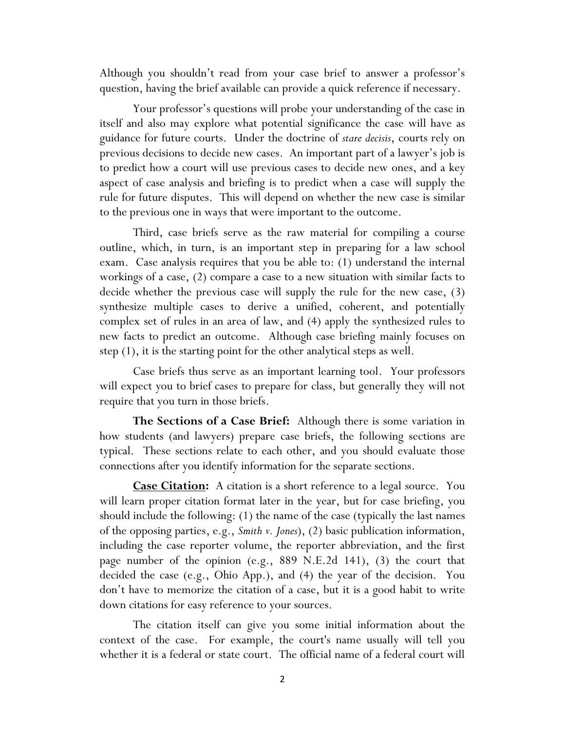Although you shouldn't read from your case brief to answer a professor's question, having the brief available can provide a quick reference if necessary.

Your professor's questions will probe your understanding of the case in itself and also may explore what potential significance the case will have as guidance for future courts. Under the doctrine of *stare decisis*, courts rely on previous decisions to decide new cases. An important part of a lawyer's job is to predict how a court will use previous cases to decide new ones, and a key aspect of case analysis and briefing is to predict when a case will supply the rule for future disputes. This will depend on whether the new case is similar to the previous one in ways that were important to the outcome.

Third, case briefs serve as the raw material for compiling a course outline, which, in turn, is an important step in preparing for a law school exam. Case analysis requires that you be able to: (1) understand the internal workings of a case, (2) compare a case to a new situation with similar facts to decide whether the previous case will supply the rule for the new case, (3) synthesize multiple cases to derive a unified, coherent, and potentially complex set of rules in an area of law, and (4) apply the synthesized rules to new facts to predict an outcome. Although case briefing mainly focuses on step (1), it is the starting point for the other analytical steps as well.

Case briefs thus serve as an important learning tool. Your professors will expect you to brief cases to prepare for class, but generally they will not require that you turn in those briefs.

**The Sections of a Case Brief:** Although there is some variation in how students (and lawyers) prepare case briefs, the following sections are typical. These sections relate to each other, and you should evaluate those connections after you identify information for the separate sections.

**<u>Case Citation</u>:** A citation is a short reference to a legal source. You will learn proper citation format later in the year, but for case briefing, you should include the following: (1) the name of the case (typically the last names of the opposing parties, e.g., *Smith v. Jones*), (2) basic publication information, including the case reporter volume, the reporter abbreviation, and the first page number of the opinion (e.g., 889 N.E.2d 141), (3) the court that decided the case (e.g., Ohio App.), and (4) the year of the decision. You don't have to memorize the citation of a case, but it is a good habit to write down citations for easy reference to your sources.

The citation itself can give you some initial information about the context of the case. For example, the court's name usually will tell you whether it is a federal or state court. The official name of a federal court will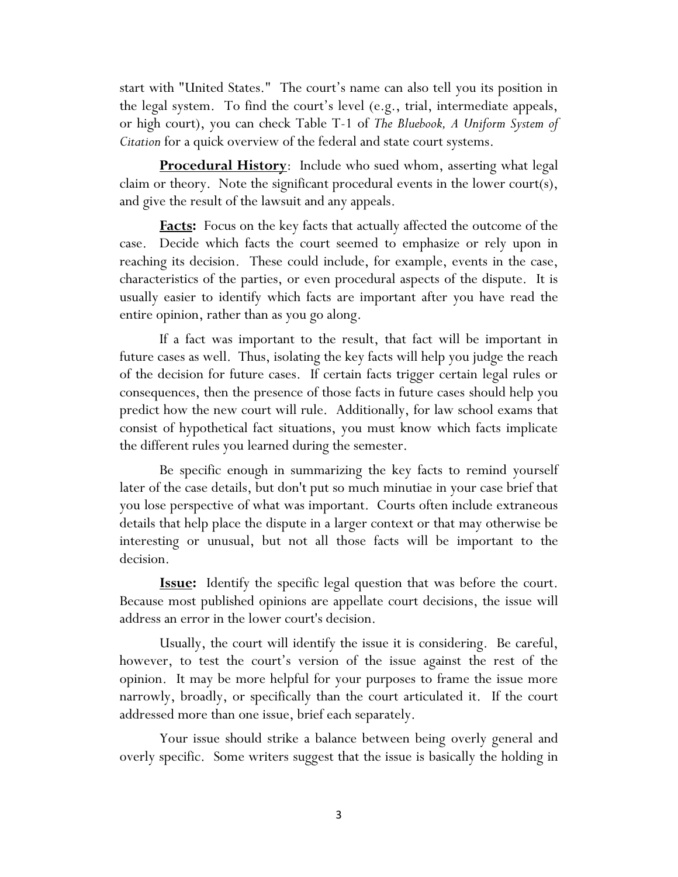start with "United States." The court's name can also tell you its position in the legal system. To find the court's level (e.g., trial, intermediate appeals, or high court), you can check Table T-1 of *The Bluebook, A Uniform System of Citation* for a quick overview of the federal and state court systems.

**Procedural History**: Include who sued whom, asserting what legal claim or theory. Note the significant procedural events in the lower court(s), and give the result of the lawsuit and any appeals.

**Facts:** Focus on the key facts that actually affected the outcome of the case. Decide which facts the court seemed to emphasize or rely upon in reaching its decision. These could include, for example, events in the case, characteristics of the parties, or even procedural aspects of the dispute. It is usually easier to identify which facts are important after you have read the entire opinion, rather than as you go along.

If a fact was important to the result, that fact will be important in future cases as well. Thus, isolating the key facts will help you judge the reach of the decision for future cases. If certain facts trigger certain legal rules or consequences, then the presence of those facts in future cases should help you predict how the new court will rule. Additionally, for law school exams that consist of hypothetical fact situations, you must know which facts implicate the different rules you learned during the semester.

Be specific enough in summarizing the key facts to remind yourself later of the case details, but don't put so much minutiae in your case brief that you lose perspective of what was important. Courts often include extraneous details that help place the dispute in a larger context or that may otherwise be interesting or unusual, but not all those facts will be important to the decision.

**Issue:** Identify the specific legal question that was before the court. Because most published opinions are appellate court decisions, the issue will address an error in the lower court's decision.

Usually, the court will identify the issue it is considering. Be careful, however, to test the court's version of the issue against the rest of the opinion. It may be more helpful for your purposes to frame the issue more narrowly, broadly, or specifically than the court articulated it. If the court addressed more than one issue, brief each separately.

Your issue should strike a balance between being overly general and overly specific. Some writers suggest that the issue is basically the holding in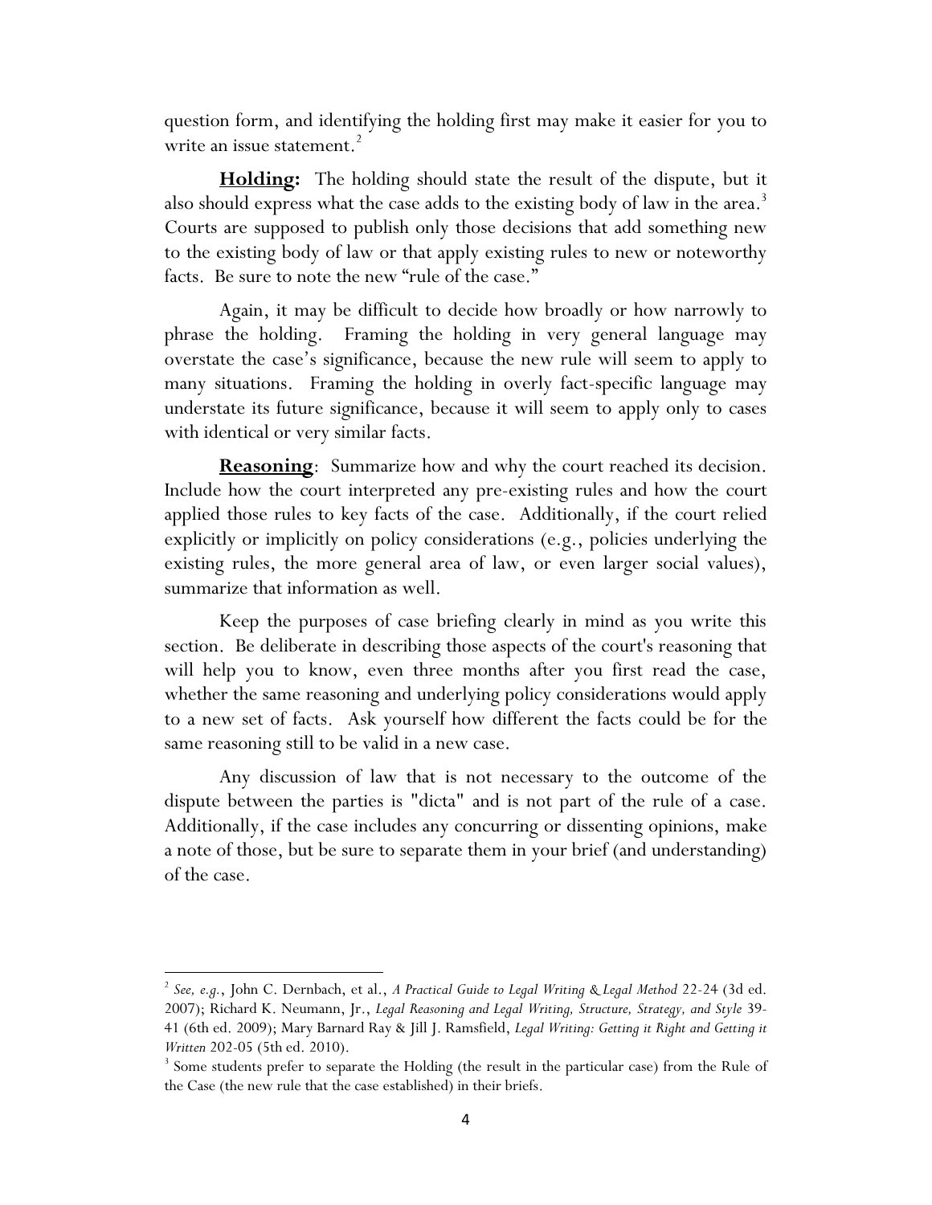question form, and identifying the holding first may make it easier for you to write an issue statement.[2]

**Holding:** The holding should state the result of the dispute, but it also should express what the case adds to the existing body of law in the area.[3] Courts are supposed to publish only those decisions that add something new to the existing body of law or that apply existing rules to new or noteworthy facts. Be sure to note the new "rule of the case."

Again, it may be difficult to decide how broadly or how narrowly to phrase the holding. Framing the holding in very general language may overstate the case's significance, because the new rule will seem to apply to many situations. Framing the holding in overly fact-specific language may understate its future significance, because it will seem to apply only to cases with identical or very similar facts.

**Reasoning**: Summarize how and why the court reached its decision. Include how the court interpreted any pre-existing rules and how the court applied those rules to key facts of the case. Additionally, if the court relied explicitly or implicitly on policy considerations (e.g., policies underlying the existing rules, the more general area of law, or even larger social values), summarize that information as well.

Keep the purposes of case briefing clearly in mind as you write this section. Be deliberate in describing those aspects of the court's reasoning that will help you to know, even three months after you first read the case, whether the same reasoning and underlying policy considerations would apply to a new set of facts. Ask yourself how different the facts could be for the same reasoning still to be valid in a new case.

Any discussion of law that is not necessary to the outcome of the dispute between the parties is "dicta" and is not part of the rule of a case. Additionally, if the case includes any concurring or dissenting opinions, make a note of those, but be sure to separate them in your brief (and understanding) of the case.

---

[2] *See, e.g.*, John C. Dernbach, et al., *A Practical Guide to Legal Writing & Legal Method* 22-24 (3d ed. 2007); Richard K. Neumann, Jr., *Legal Reasoning and Legal Writing, Structure, Strategy, and Style* 39-41 (6th ed. 2009); Mary Barnard Ray & Jill J. Ramsfield, *Legal Writing: Getting it Right and Getting it Written* 202-05 (5th ed. 2010).

[3] Some students prefer to separate the Holding (the result in the particular case) from the Rule of the Case (the new rule that the case established) in their briefs.